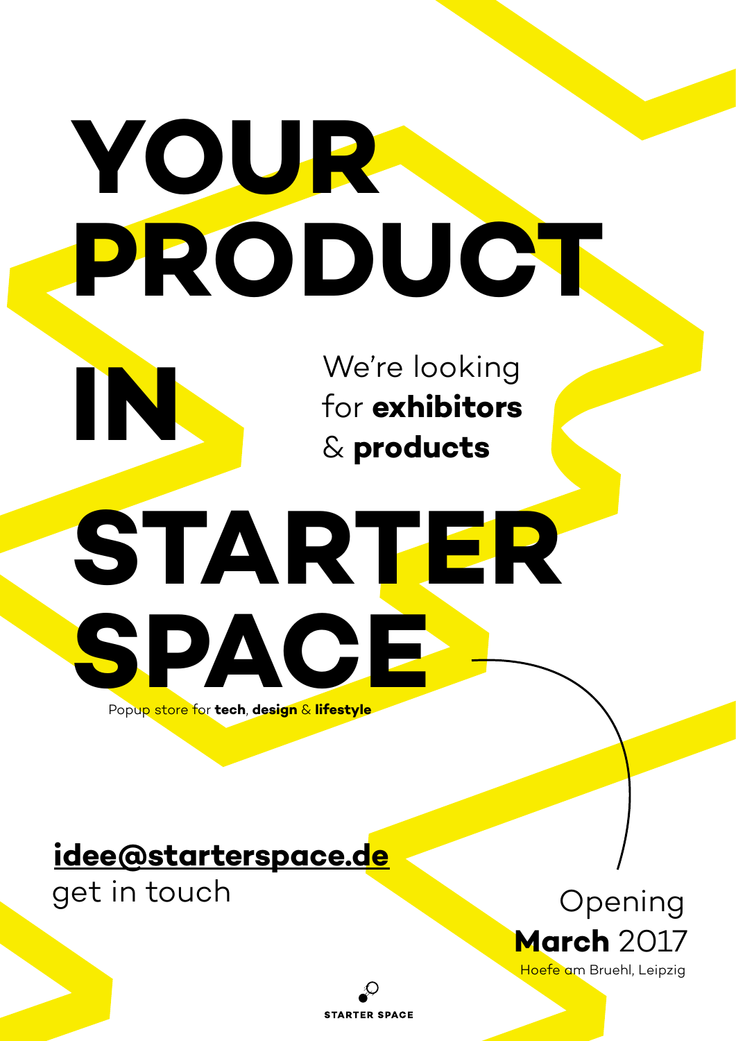# YOUR PRODUCT IN STARTER SPACE

We're looking for **exhibitors** & **products**

Popup store for **tech**, **design** & **lifestyle**

**idee@starterspace.de**
get in touch

Opening
**March** 2017
Hoefe am Bruehl, Leipzig

STARTER SPACE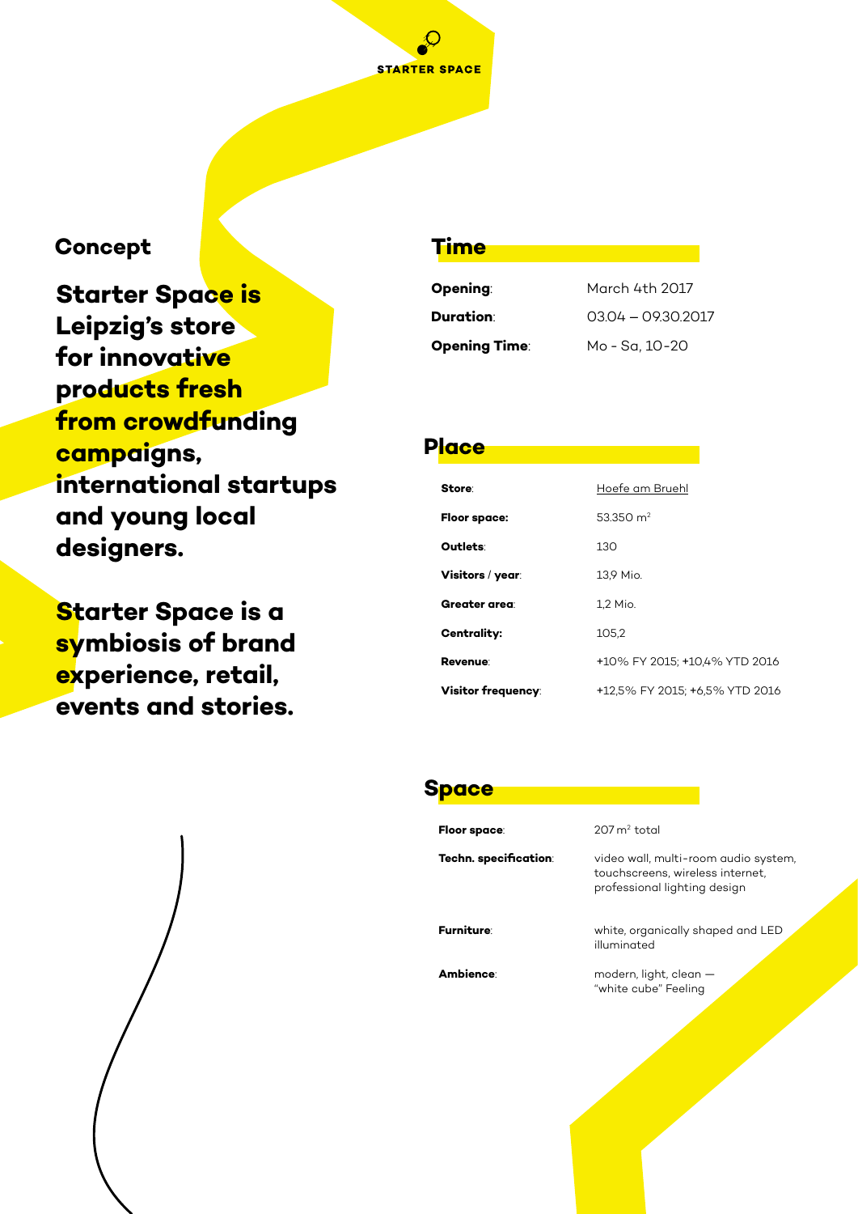STARTER SPACE

## Concept

**Starter Space is Leipzig's store for innovative products fresh from crowdfunding campaigns, international startups and young local designers.**

**Starter Space is a symbiosis of brand experience, retail, events and stories.**

## Time

| | |
|---|---|
| **Opening**: | March 4th 2017 |
| **Duration**: | 03.04 – 09.30.2017 |
| **Opening Time**: | Mo - Sa, 10-20 |

## Place

| | |
|---|---|
| **Store**: | Hoefe am Bruehl |
| **Floor space:** | 53.350 m² |
| **Outlets**: | 130 |
| **Visitors / year**: | 13,9 Mio. |
| **Greater area**: | 1,2 Mio. |
| **Centrality:** | 105,2 |
| **Revenue**: | +10% FY 2015; +10,4% YTD 2016 |
| **Visitor frequency**: | +12,5% FY 2015; +6,5% YTD 2016 |

## Space

| | |
|---|---|
| **Floor space**: | 207 m² total |
| **Techn. specification**: | video wall, multi-room audio system, touchscreens, wireless internet, professional lighting design |
| **Furniture**: | white, organically shaped and LED illuminated |
| **Ambience**: | modern, light, clean — "white cube" Feeling |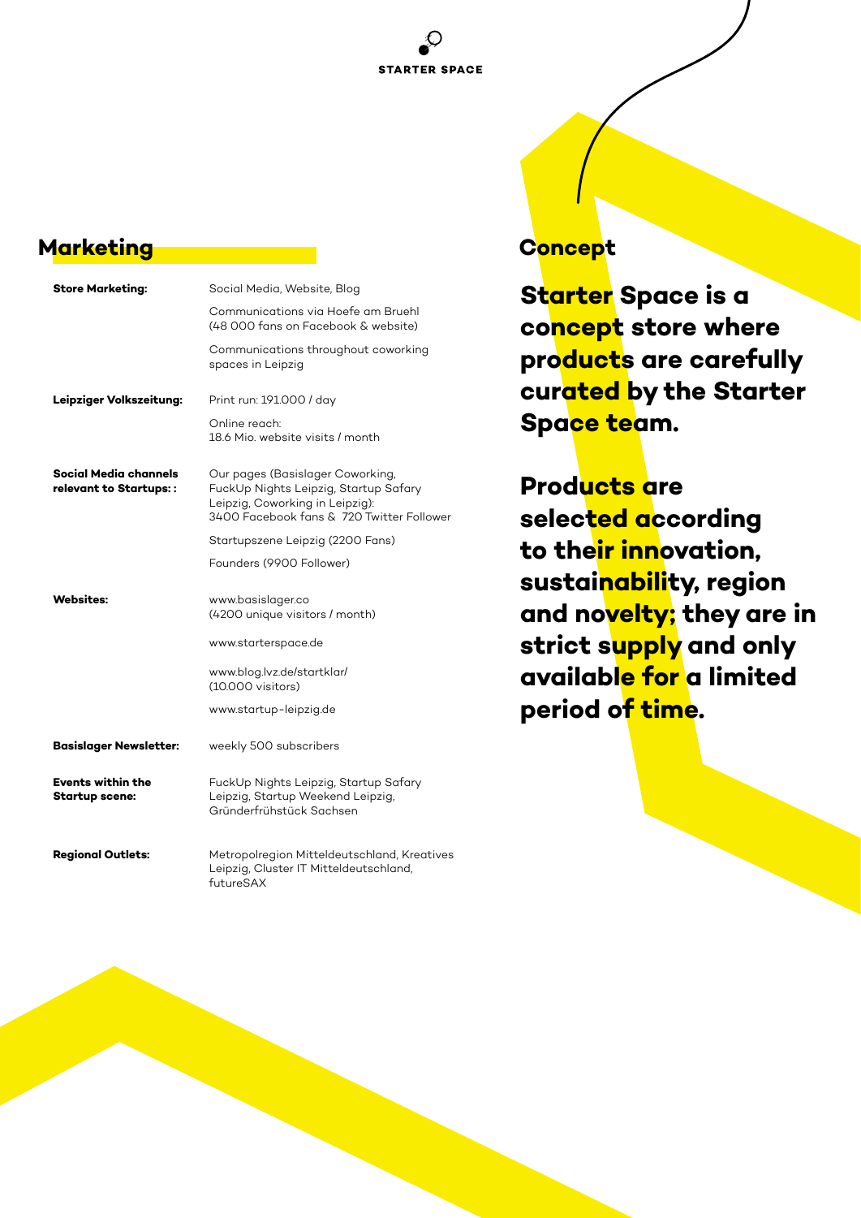## Marketing

| | |
|---|---|
| **Store Marketing:** | Social Media, Website, Blog |
| | Communications via Hoefe am Bruehl (48 000 fans on Facebook & website) |
| | Communications throughout coworking spaces in Leipzig |
| **Leipziger Volkszeitung:** | Print run: 191.000 / day |
| | Online reach: 18.6 Mio. website visits / month |
| **Social Media channels relevant to Startups: :** | Our pages (Basislager Coworking, FuckUp Nights Leipzig, Startup Safary Leipzig, Coworking in Leipzig): 3400 Facebook fans & 720 Twitter Follower |
| | Startupszene Leipzig (2200 Fans) |
| | Founders (9900 Follower) |
| **Websites:** | www.basislager.co (4200 unique visitors / month) |
| | www.starterspace.de |
| | www.blog.lvz.de/startklar/ (10.000 visitors) |
| | www.startup-leipzig.de |
| **Basislager Newsletter:** | weekly 500 subscribers |
| **Events within the Startup scene:** | FuckUp Nights Leipzig, Startup Safary Leipzig, Startup Weekend Leipzig, Gründerfrühstück Sachsen |
| **Regional Outlets:** | Metropolregion Mitteldeutschland, Kreatives Leipzig, Cluster IT Mitteldeutschland, futureSAX |

## Concept

**Starter Space is a concept store where products are carefully curated by the Starter Space team.**

**Products are selected according to their innovation, sustainability, region and novelty; they are in strict supply and only available for a limited period of time.**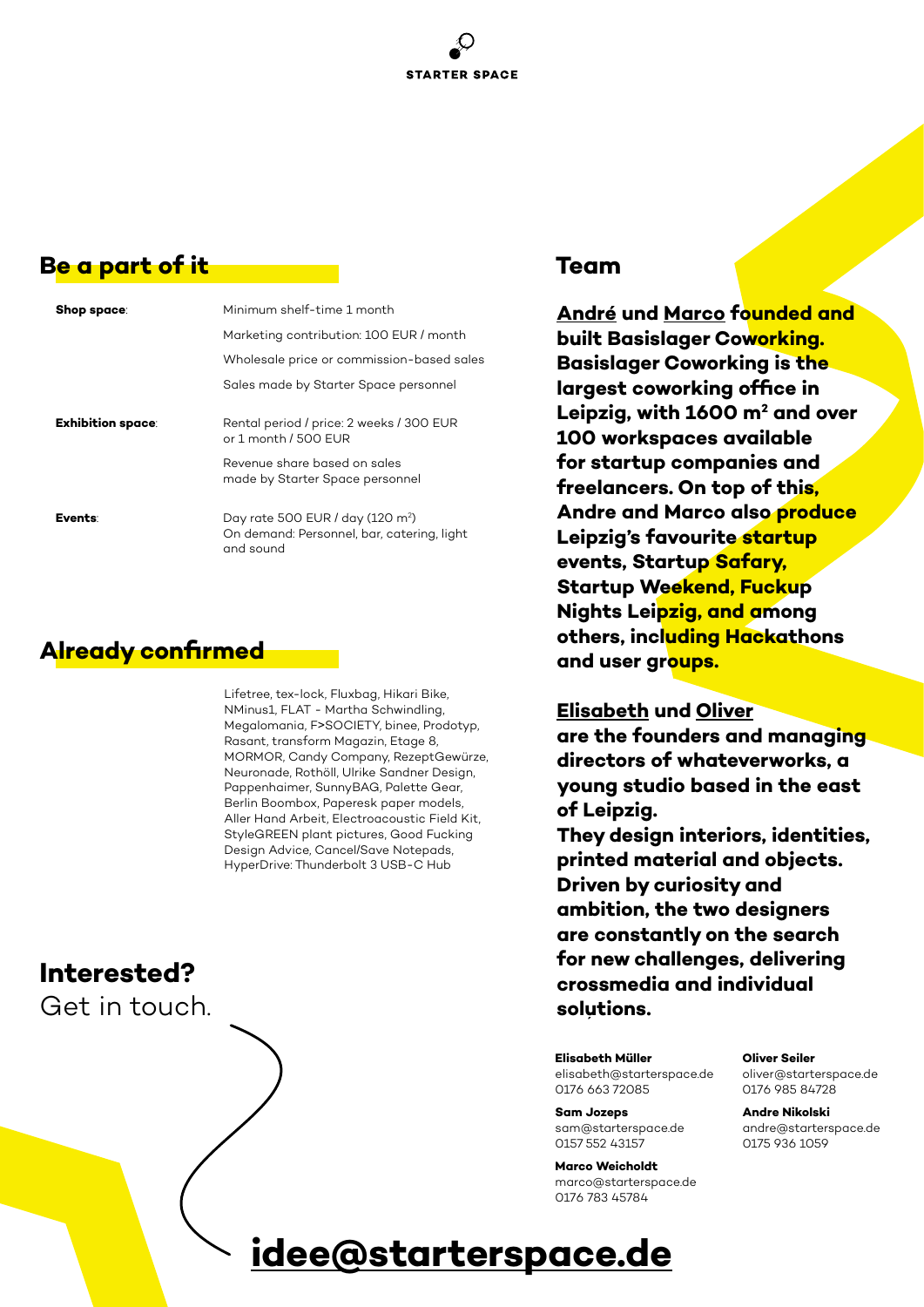STARTER SPACE

## Be a part of it

| | |
|---|---|
| **Shop space**: | Minimum shelf-time 1 month |
| | Marketing contribution: 100 EUR / month |
| | Wholesale price or commission-based sales |
| | Sales made by Starter Space personnel |
| **Exhibition space**: | Rental period / price: 2 weeks / 300 EUR or 1 month / 500 EUR |
| | Revenue share based on sales made by Starter Space personnel |
| **Events**: | Day rate 500 EUR / day (120 m²) On demand: Personnel, bar, catering, light and sound |

## Already confirmed

Lifetree, tex-lock, Fluxbag, Hikari Bike, NMinus1, FLAT - Martha Schwindling, Megalomania, F>SOCIETY, binee, Prodotyp, Rasant, transform Magazin, Etage 8, MORMOR, Candy Company, RezeptGewürze, Neuronade, Rothöll, Ulrike Sandner Design, Pappenhaimer, SunnyBAG, Palette Gear, Berlin Boombox, Paperesk paper models, Aller Hand Arbeit, Electroacoustic Field Kit, StyleGREEN plant pictures, Good Fucking Design Advice, Cancel/Save Notepads, HyperDrive: Thunderbolt 3 USB-C Hub

## Interested?

Get in touch.

## Team

**André und Marco founded and built Basislager Coworking. Basislager Coworking is the largest coworking office in Leipzig, with 1600 m² and over 100 workspaces available for startup companies and freelancers. On top of this, Andre and Marco also produce Leipzig's favourite startup events, Startup Safary, Startup Weekend, Fuckup Nights Leipzig, and among others, including Hackathons and user groups.**

**Elisabeth und Oliver are the founders and managing directors of whateverworks, a young studio based in the east of Leipzig. They design interiors, identities, printed material and objects. Driven by curiosity and ambition, the two designers are constantly on the search for new challenges, delivering crossmedia and individual solutions.**

**Elisabeth Müller**
elisabeth@starterspace.de
0176 663 72085

**Oliver Seiler**
oliver@starterspace.de
0176 985 84728

**Sam Jozeps**
sam@starterspace.de
0157 552 43157

**Andre Nikolski**
andre@starterspace.de
0175 936 1059

**Marco Weicholdt**
marco@starterspace.de
0176 783 45784

**idee@starterspace.de**